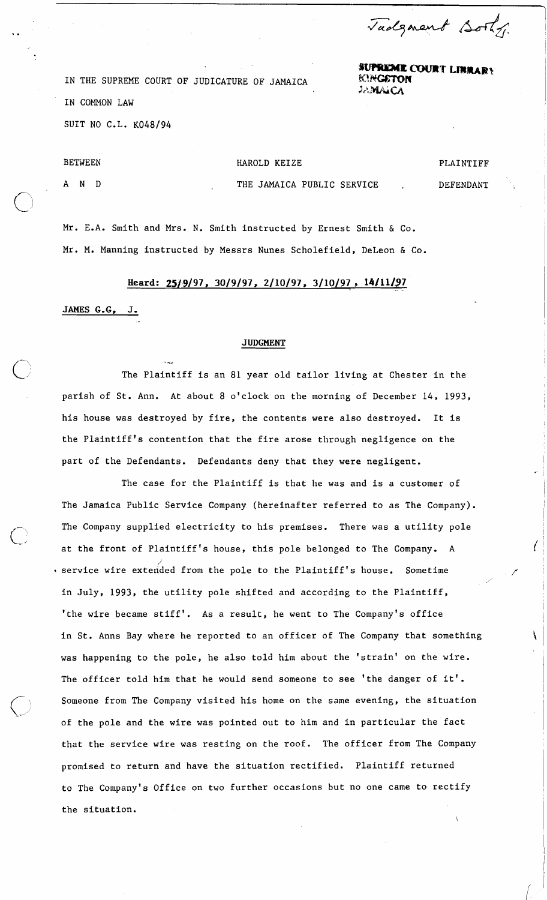Judgment Book

SUPREME COURT LIBRARY
KINGSTON
JAMAICA

IN THE SUPREME COURT OF JUDICATURE OF JAMAICA

IN COMMON LAW

SUIT NO C.L. K048/94

| BETWEEN | HAROLD KEIZE | PLAINTIFF |
|---|---|---|
| A N D | THE JAMAICA PUBLIC SERVICE | DEFENDANT |

Mr. E.A. Smith and Mrs. N. Smith instructed by Ernest Smith & Co.

Mr. M. Manning instructed by Messrs Nunes Scholefield, DeLeon & Co.

**Heard: 25/9/97, 30/9/97, 2/10/97, 3/10/97, 14/11/97**

**JAMES G.G, J.**

## JUDGMENT

The Plaintiff is an 81 year old tailor living at Chester in the parish of St. Ann. At about 8 o'clock on the morning of December 14, 1993, his house was destroyed by fire, the contents were also destroyed. It is the Plaintiff's contention that the fire arose through negligence on the part of the Defendants. Defendants deny that they were negligent.

The case for the Plaintiff is that he was and is a customer of The Jamaica Public Service Company (hereinafter referred to as The Company). The Company supplied electricity to his premises. There was a utility pole at the front of Plaintiff's house, this pole belonged to The Company. A service wire extended from the pole to the Plaintiff's house. Sometime in July, 1993, the utility pole shifted and according to the Plaintiff, 'the wire became stiff'. As a result, he went to The Company's office in St. Anns Bay where he reported to an officer of The Company that something was happening to the pole, he also told him about the 'strain' on the wire. The officer told him that he would send someone to see 'the danger of it'. Someone from The Company visited his home on the same evening, the situation of the pole and the wire was pointed out to him and in particular the fact that the service wire was resting on the roof. The officer from The Company promised to return and have the situation rectified. Plaintiff returned to The Company's Office on two further occasions but no one came to rectify the situation.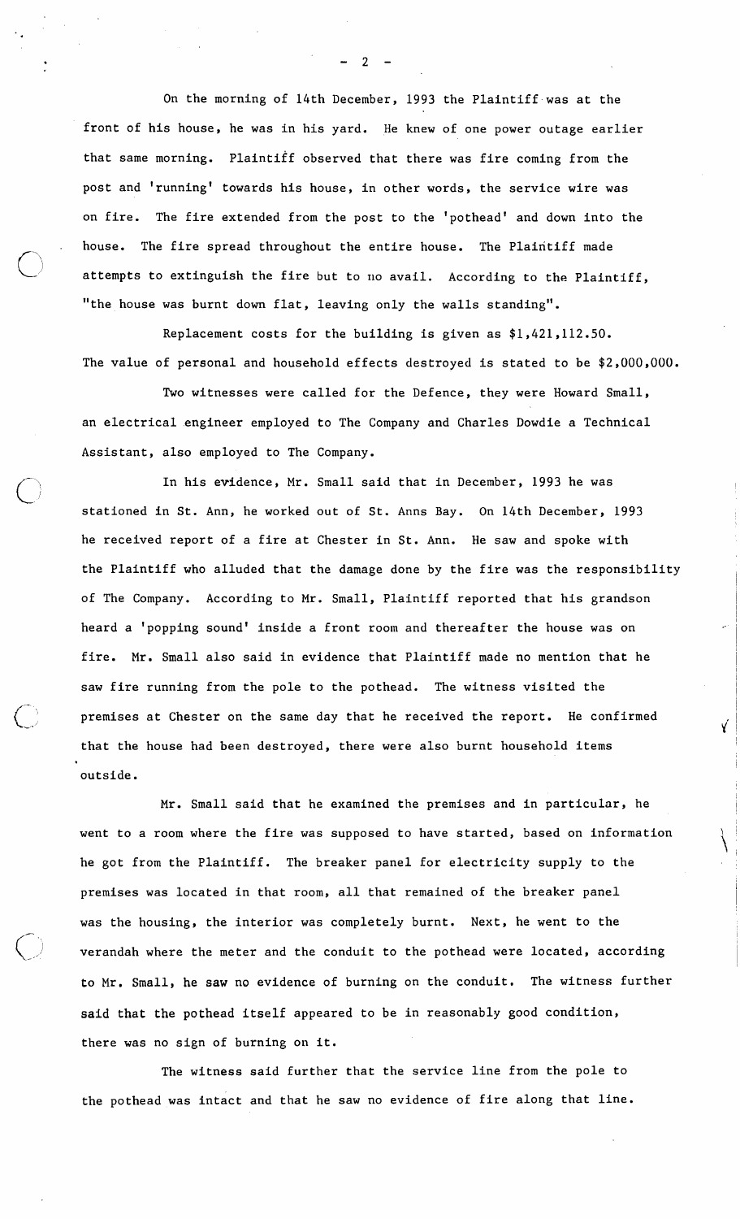On the morning of 14th December, 1993 the Plaintiff was at the front of his house, he was in his yard. He knew of one power outage earlier that same morning. Plaintiff observed that there was fire coming from the post and 'running' towards his house, in other words, the service wire was on fire. The fire extended from the post to the 'pothead' and down into the house. The fire spread throughout the entire house. The Plaintiff made attempts to extinguish the fire but to no avail. According to the Plaintiff, "the house was burnt down flat, leaving only the walls standing".

Replacement costs for the building is given as $1,421,112.50. The value of personal and household effects destroyed is stated to be $2,000,000.

Two witnesses were called for the Defence, they were Howard Small, an electrical engineer employed to The Company and Charles Dowdie a Technical Assistant, also employed to The Company.

In his evidence, Mr. Small said that in December, 1993 he was stationed in St. Ann, he worked out of St. Anns Bay. On 14th December, 1993 he received report of a fire at Chester in St. Ann. He saw and spoke with the Plaintiff who alluded that the damage done by the fire was the responsibility of The Company. According to Mr. Small, Plaintiff reported that his grandson heard a 'popping sound' inside a front room and thereafter the house was on fire. Mr. Small also said in evidence that Plaintiff made no mention that he saw fire running from the pole to the pothead. The witness visited the premises at Chester on the same day that he received the report. He confirmed that the house had been destroyed, there were also burnt household items outside.

Mr. Small said that he examined the premises and in particular, he went to a room where the fire was supposed to have started, based on information he got from the Plaintiff. The breaker panel for electricity supply to the premises was located in that room, all that remained of the breaker panel was the housing, the interior was completely burnt. Next, he went to the verandah where the meter and the conduit to the pothead were located, according to Mr. Small, he saw no evidence of burning on the conduit. The witness further said that the pothead itself appeared to be in reasonably good condition, there was no sign of burning on it.

The witness said further that the service line from the pole to the pothead was intact and that he saw no evidence of fire along that line.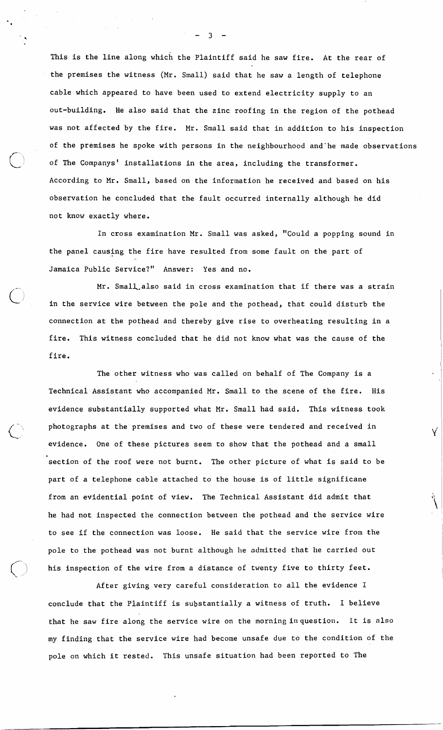This is the line along which the Plaintiff said he saw fire. At the rear of the premises the witness (Mr. Small) said that he saw a length of telephone cable which appeared to have been used to extend electricity supply to an out-building. He also said that the zinc roofing in the region of the pothead was not affected by the fire. Mr. Small said that in addition to his inspection of the premises he spoke with persons in the neighbourhood and he made observations of The Companys' installations in the area, including the transformer. According to Mr. Small, based on the information he received and based on his observation he concluded that the fault occurred internally although he did not know exactly where.

In cross examination Mr. Small was asked, "Could a popping sound in the panel causing the fire have resulted from some fault on the part of Jamaica Public Service?" Answer: Yes and no.

Mr. Small also said in cross examination that if there was a strain in the service wire between the pole and the pothead, that could disturb the connection at the pothead and thereby give rise to overheating resulting in a fire. This witness concluded that he did not know what was the cause of the fire.

The other witness who was called on behalf of The Company is a Technical Assistant who accompanied Mr. Small to the scene of the fire. His evidence substantially supported what Mr. Small had said. This witness took photographs at the premises and two of these were tendered and received in evidence. One of these pictures seem to show that the pothead and a small section of the roof were not burnt. The other picture of what is said to be part of a telephone cable attached to the house is of little significane from an evidential point of view. The Technical Assistant did admit that he had not inspected the connection between the pothead and the service wire to see if the connection was loose. He said that the service wire from the pole to the pothead was not burnt although he admitted that he carried out his inspection of the wire from a distance of twenty five to thirty feet.

After giving very careful consideration to all the evidence I conclude that the Plaintiff is substantially a witness of truth. I believe that he saw fire along the service wire on the morning in question. It is also my finding that the service wire had become unsafe due to the condition of the pole on which it rested. This unsafe situation had been reported to The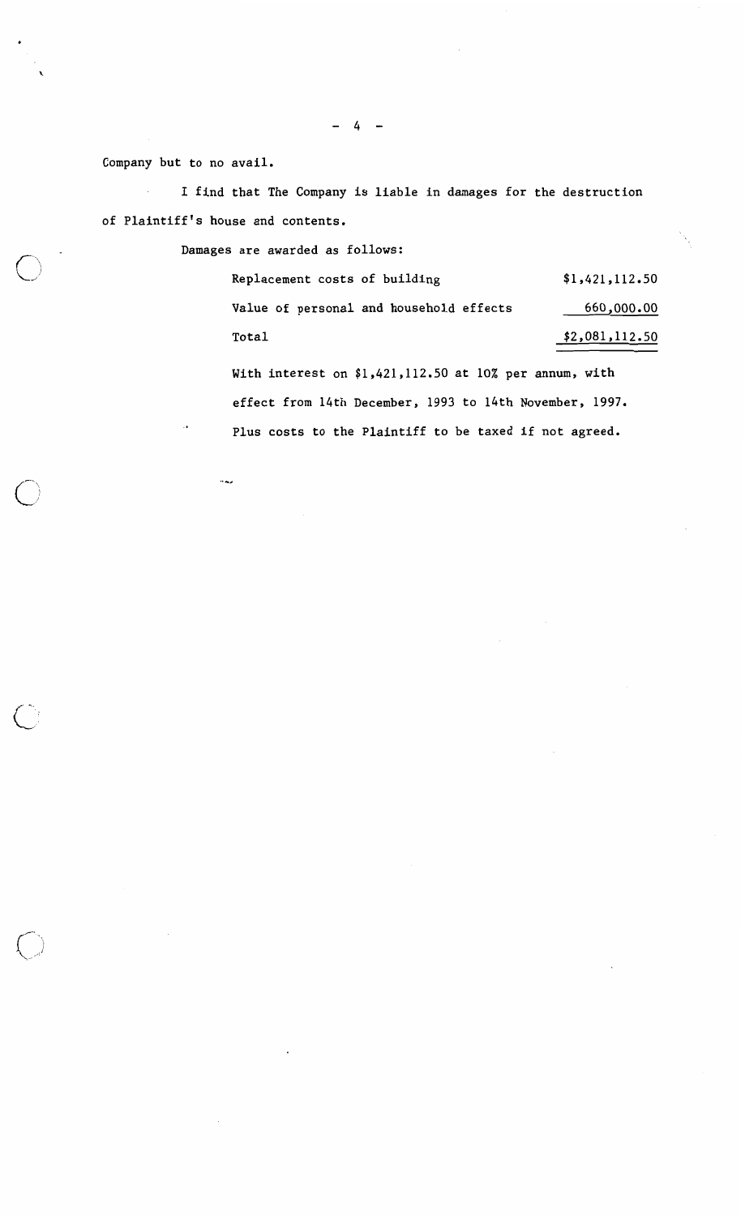Company but to no avail.

I find that The Company is liable in damages for the destruction of Plaintiff's house and contents.

Damages are awarded as follows:

| | |
|---|---|
| Replacement costs of building | $1,421,112.50 |
| Value of personal and household effects | 660,000.00 |
| Total | $2,081,112.50 |

With interest on $1,421,112.50 at 10% per annum, with effect from 14th December, 1993 to 14th November, 1997.

Plus costs to the Plaintiff to be taxed if not agreed.